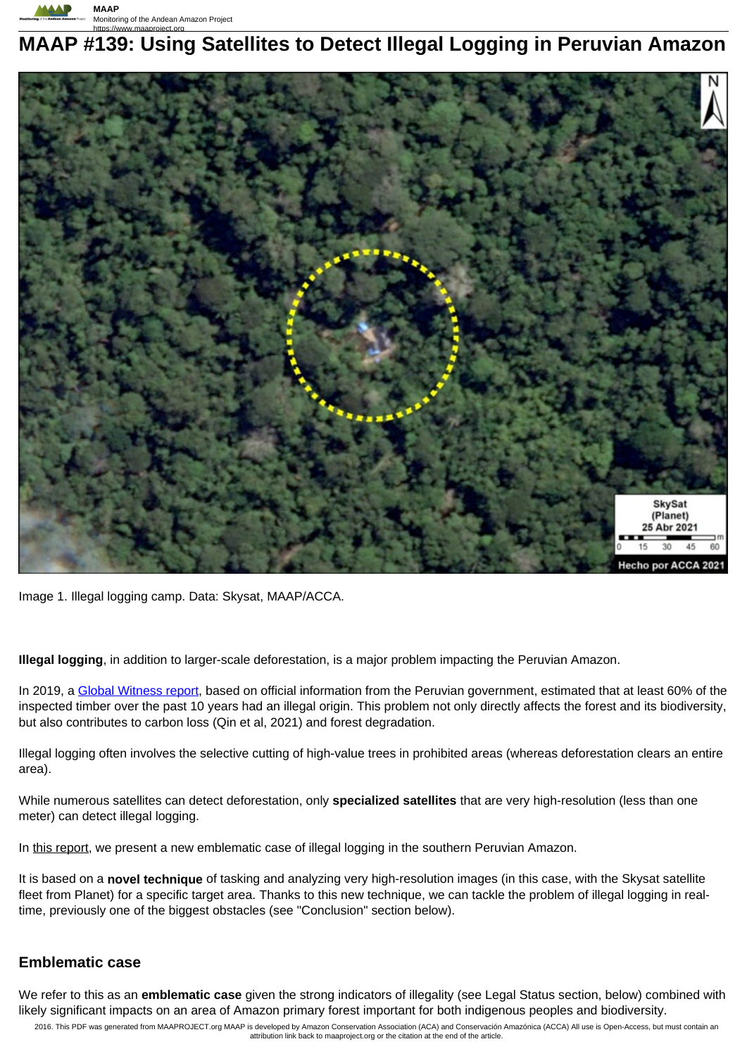# MAAP #139: Using Satellites to Detect Illegal Logging in Peruvian Amazon

Image 1. Illegal logging camp. Data: Skysat, MAAP/ACCA.

**Illegal logging**, in addition to larger-scale deforestation, is a major problem impacting the Peruvian Amazon.

In 2019, a Global Witness report, based on official information from the Peruvian government, estimated that at least 60% of the inspected timber over the past 10 years had an illegal origin. This problem not only directly affects the forest and its biodiversity, but also contributes to carbon loss (Qin et al, 2021) and forest degradation.

Illegal logging often involves the selective cutting of high-value trees in prohibited areas (whereas deforestation clears an entire area).

While numerous satellites can detect deforestation, only **specialized satellites** that are very high-resolution (less than one meter) can detect illegal logging.

In this report, we present a new emblematic case of illegal logging in the southern Peruvian Amazon.

It is based on a **novel technique** of tasking and analyzing very high-resolution images (in this case, with the Skysat satellite fleet from Planet) for a specific target area. Thanks to this new technique, we can tackle the problem of illegal logging in real-time, previously one of the biggest obstacles (see "Conclusion" section below).

## Emblematic case

We refer to this as an **emblematic case** given the strong indicators of illegality (see Legal Status section, below) combined with likely significant impacts on an area of Amazon primary forest important for both indigenous peoples and biodiversity.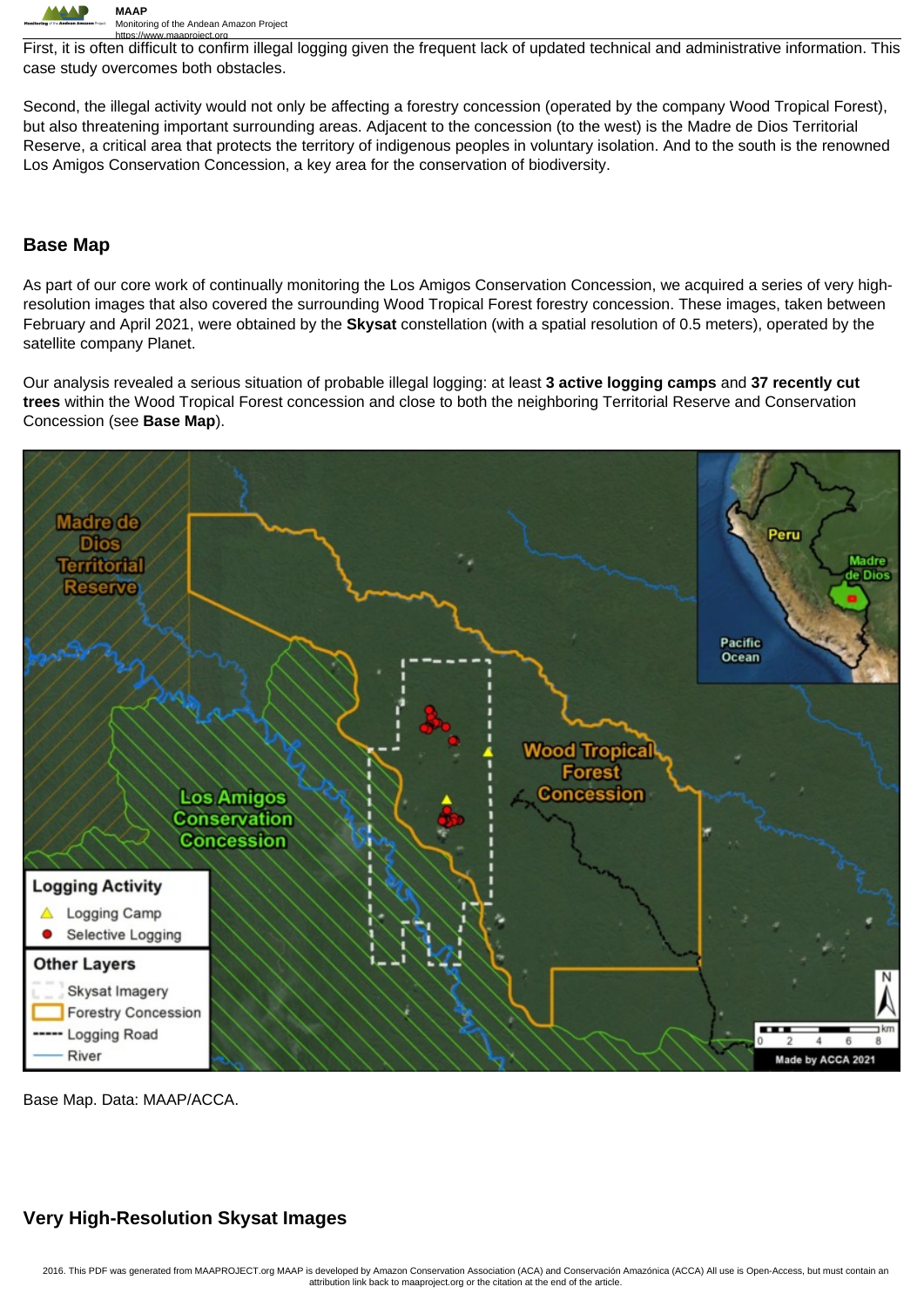First, it is often difficult to confirm illegal logging given the frequent lack of updated technical and administrative information. This case study overcomes both obstacles.

Second, the illegal activity would not only be affecting a forestry concession (operated by the company Wood Tropical Forest), but also threatening important surrounding areas. Adjacent to the concession (to the west) is the Madre de Dios Territorial Reserve, a critical area that protects the territory of indigenous peoples in voluntary isolation. And to the south is the renowned Los Amigos Conservation Concession, a key area for the conservation of biodiversity.

## Base Map

As part of our core work of continually monitoring the Los Amigos Conservation Concession, we acquired a series of very high-resolution images that also covered the surrounding Wood Tropical Forest forestry concession. These images, taken between February and April 2021, were obtained by the **Skysat** constellation (with a spatial resolution of 0.5 meters), operated by the satellite company Planet.

Our analysis revealed a serious situation of probable illegal logging: at least **3 active logging camps** and **37 recently cut trees** within the Wood Tropical Forest concession and close to both the neighboring Territorial Reserve and Conservation Concession (see **Base Map**).

Base Map. Data: MAAP/ACCA.

## Very High-Resolution Skysat Images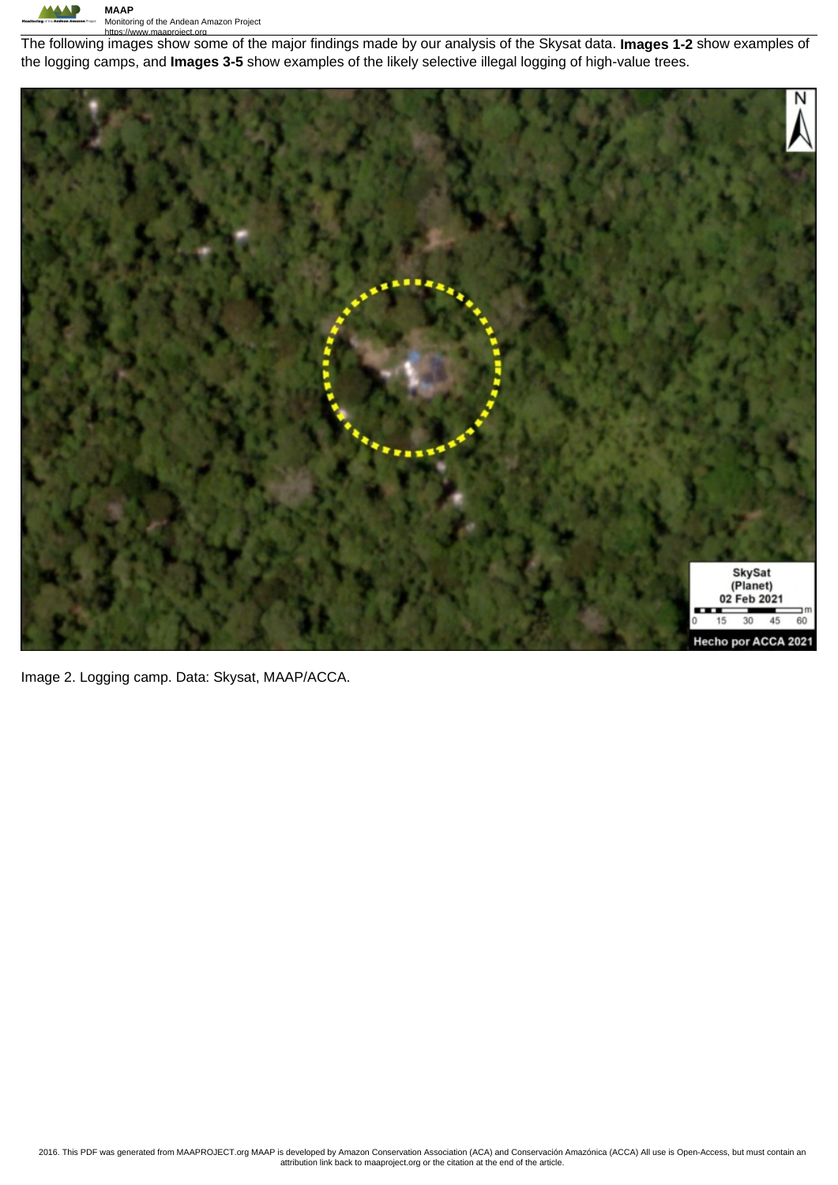The following images show some of the major findings made by our analysis of the Skysat data. **Images 1-2** show examples of the logging camps, and **Images 3-5** show examples of the likely selective illegal logging of high-value trees.

Image 2. Logging camp. Data: Skysat, MAAP/ACCA.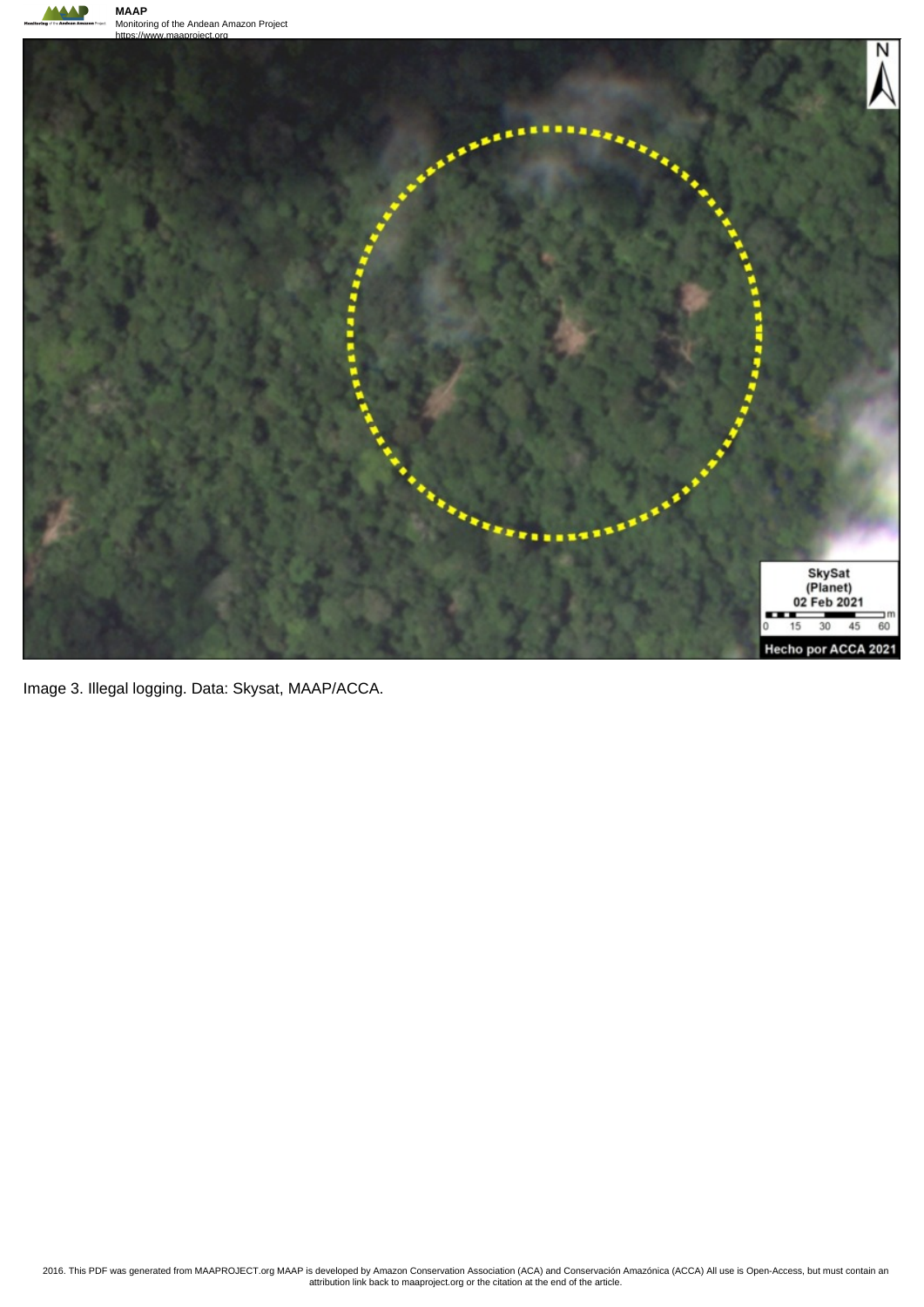Image 3. Illegal logging. Data: Skysat, MAAP/ACCA.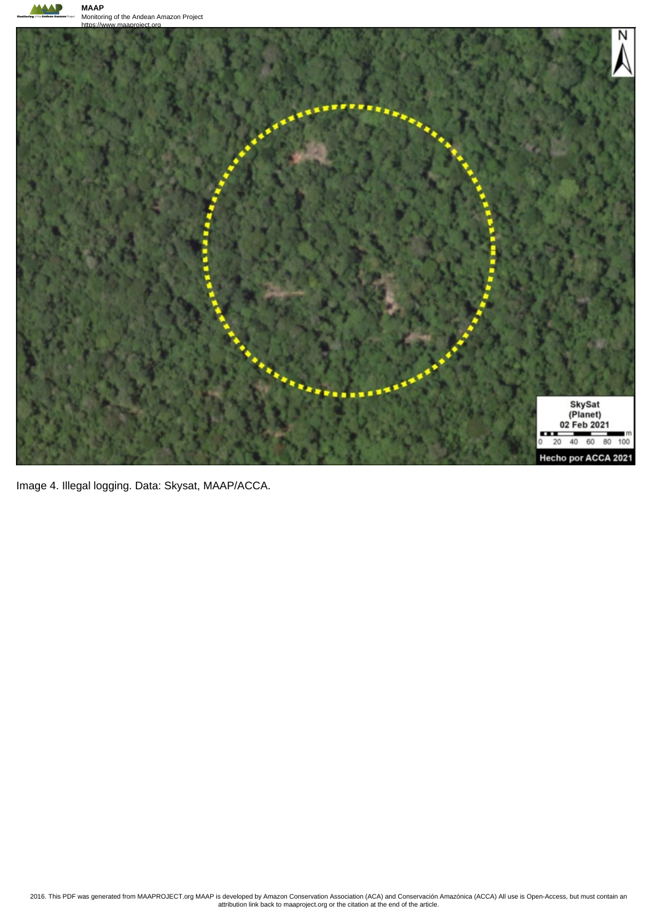Image 4. Illegal logging. Data: Skysat, MAAP/ACCA.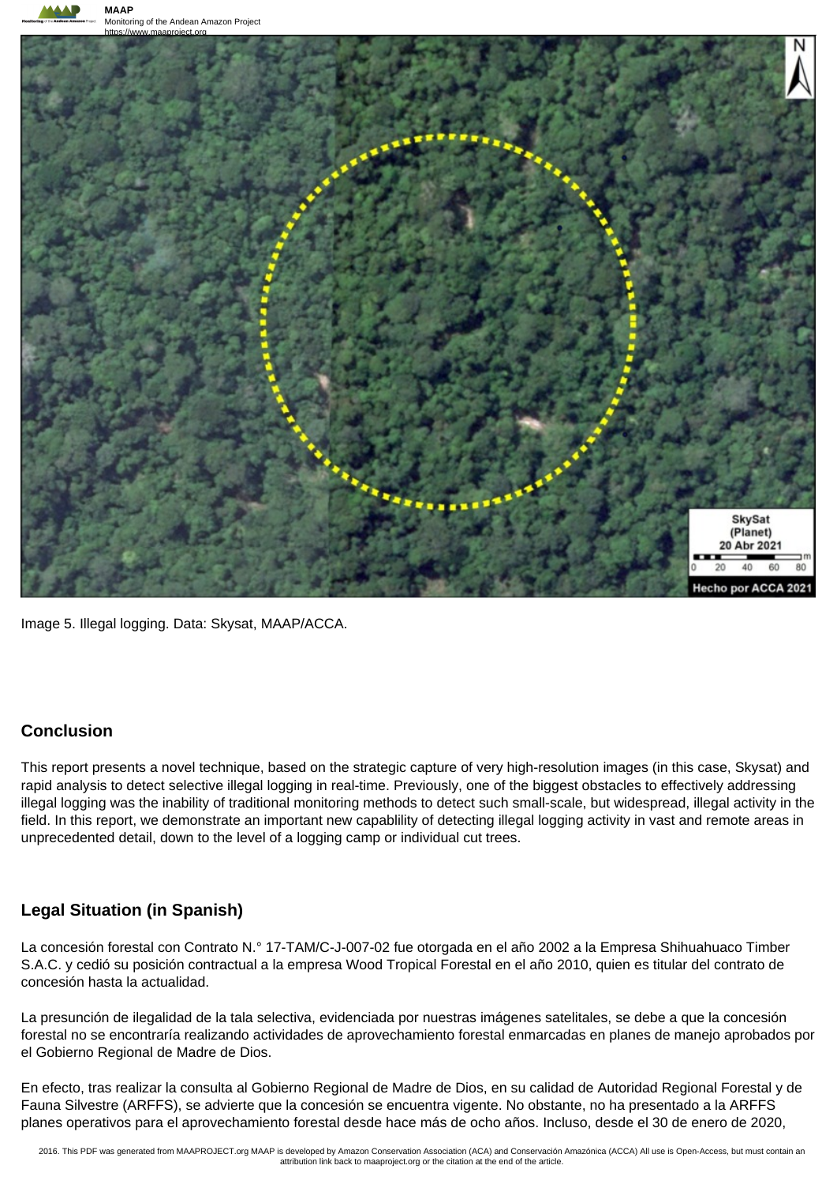Image 5. Illegal logging. Data: Skysat, MAAP/ACCA.

## Conclusion

This report presents a novel technique, based on the strategic capture of very high-resolution images (in this case, Skysat) and rapid analysis to detect selective illegal logging in real-time. Previously, one of the biggest obstacles to effectively addressing illegal logging was the inability of traditional monitoring methods to detect such small-scale, but widespread, illegal activity in the field. In this report, we demonstrate an important new capablility of detecting illegal logging activity in vast and remote areas in unprecedented detail, down to the level of a logging camp or individual cut trees.

## Legal Situation (in Spanish)

La concesión forestal con Contrato N.° 17-TAM/C-J-007-02 fue otorgada en el año 2002 a la Empresa Shihuahuaco Timber S.A.C. y cedió su posición contractual a la empresa Wood Tropical Forestal en el año 2010, quien es titular del contrato de concesión hasta la actualidad.

La presunción de ilegalidad de la tala selectiva, evidenciada por nuestras imágenes satelitales, se debe a que la concesión forestal no se encontraría realizando actividades de aprovechamiento forestal enmarcadas en planes de manejo aprobados por el Gobierno Regional de Madre de Dios.

En efecto, tras realizar la consulta al Gobierno Regional de Madre de Dios, en su calidad de Autoridad Regional Forestal y de Fauna Silvestre (ARFFS), se advierte que la concesión se encuentra vigente. No obstante, no ha presentado a la ARFFS planes operativos para el aprovechamiento forestal desde hace más de ocho años. Incluso, desde el 30 de enero de 2020,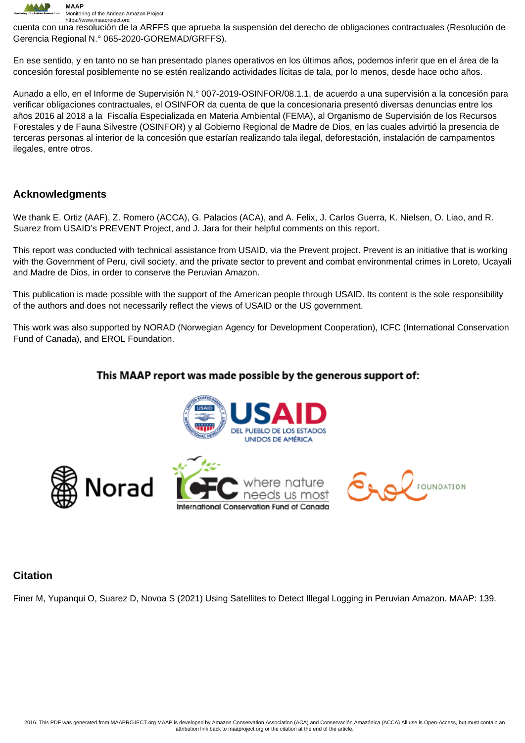cuenta con una resolución de la ARFFS que aprueba la suspensión del derecho de obligaciones contractuales (Resolución de Gerencia Regional N.° 065-2020-GOREMAD/GRFFS).

En ese sentido, y en tanto no se han presentado planes operativos en los últimos años, podemos inferir que en el área de la concesión forestal posiblemente no se estén realizando actividades lícitas de tala, por lo menos, desde hace ocho años.

Aunado a ello, en el Informe de Supervisión N.° 007-2019-OSINFOR/08.1.1, de acuerdo a una supervisión a la concesión para verificar obligaciones contractuales, el OSINFOR da cuenta de que la concesionaria presentó diversas denuncias entre los años 2016 al 2018 a la Fiscalía Especializada en Materia Ambiental (FEMA), al Organismo de Supervisión de los Recursos Forestales y de Fauna Silvestre (OSINFOR) y al Gobierno Regional de Madre de Dios, en las cuales advirtió la presencia de terceras personas al interior de la concesión que estarían realizando tala ilegal, deforestación, instalación de campamentos ilegales, entre otros.

## Acknowledgments

We thank E. Ortiz (AAF), Z. Romero (ACCA), G. Palacios (ACA), and A. Felix, J. Carlos Guerra, K. Nielsen, O. Liao, and R. Suarez from USAID's PREVENT Project, and J. Jara for their helpful comments on this report.

This report was conducted with technical assistance from USAID, via the Prevent project. Prevent is an initiative that is working with the Government of Peru, civil society, and the private sector to prevent and combat environmental crimes in Loreto, Ucayali and Madre de Dios, in order to conserve the Peruvian Amazon.

This publication is made possible with the support of the American people through USAID. Its content is the sole responsibility of the authors and does not necessarily reflect the views of USAID or the US government.

This work was also supported by NORAD (Norwegian Agency for Development Cooperation), ICFC (International Conservation Fund of Canada), and EROL Foundation.

**This MAAP report was made possible by the generous support of:**

## Citation

Finer M, Yupanqui O, Suarez D, Novoa S (2021) Using Satellites to Detect Illegal Logging in Peruvian Amazon. MAAP: 139.